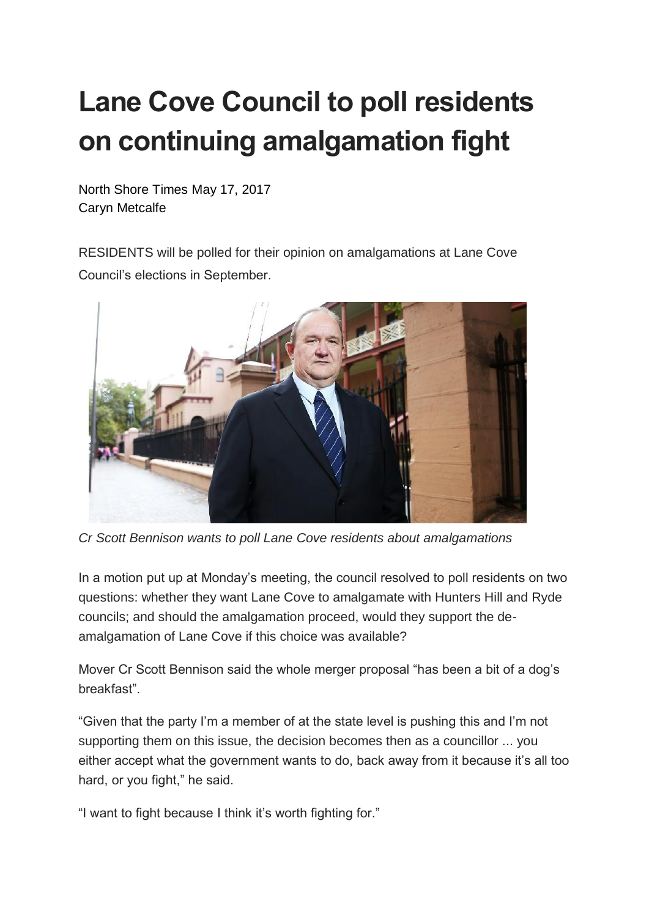# Lane Cove Council to poll residents on continuing amalgamation fight

North Shore Times May 17, 2017
Caryn Metcalfe

RESIDENTS will be polled for their opinion on amalgamations at Lane Cove Council's elections in September.

*Cr Scott Bennison wants to poll Lane Cove residents about amalgamations*

In a motion put up at Monday's meeting, the council resolved to poll residents on two questions: whether they want Lane Cove to amalgamate with Hunters Hill and Ryde councils; and should the amalgamation proceed, would they support the de-amalgamation of Lane Cove if this choice was available?

Mover Cr Scott Bennison said the whole merger proposal "has been a bit of a dog's breakfast".

"Given that the party I'm a member of at the state level is pushing this and I'm not supporting them on this issue, the decision becomes then as a councillor ... you either accept what the government wants to do, back away from it because it's all too hard, or you fight," he said.

"I want to fight because I think it's worth fighting for."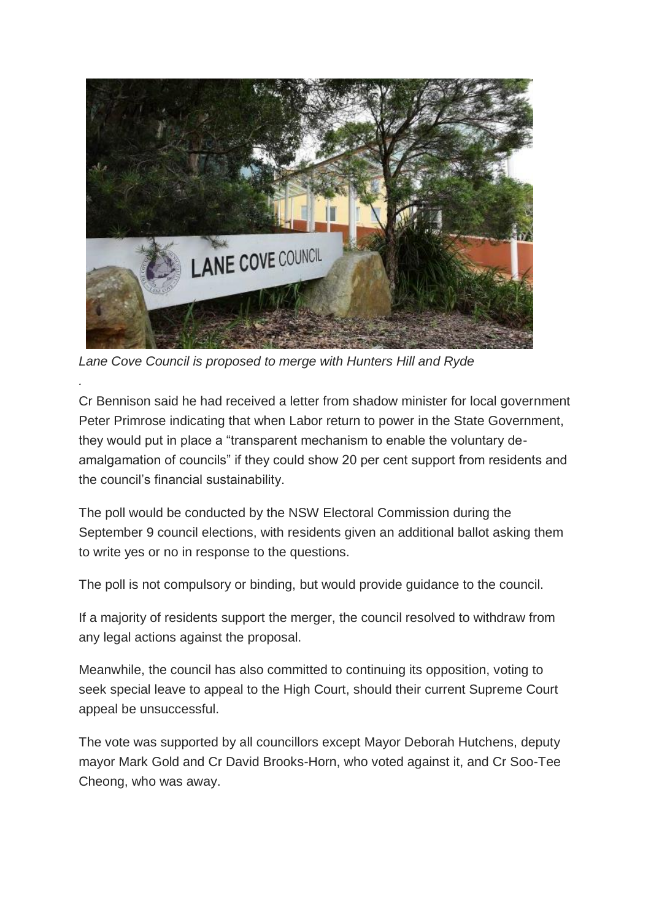*Lane Cove Council is proposed to merge with Hunters Hill and Ryde*

.

Cr Bennison said he had received a letter from shadow minister for local government Peter Primrose indicating that when Labor return to power in the State Government, they would put in place a "transparent mechanism to enable the voluntary de-amalgamation of councils" if they could show 20 per cent support from residents and the council's financial sustainability.

The poll would be conducted by the NSW Electoral Commission during the September 9 council elections, with residents given an additional ballot asking them to write yes or no in response to the questions.

The poll is not compulsory or binding, but would provide guidance to the council.

If a majority of residents support the merger, the council resolved to withdraw from any legal actions against the proposal.

Meanwhile, the council has also committed to continuing its opposition, voting to seek special leave to appeal to the High Court, should their current Supreme Court appeal be unsuccessful.

The vote was supported by all councillors except Mayor Deborah Hutchens, deputy mayor Mark Gold and Cr David Brooks-Horn, who voted against it, and Cr Soo-Tee Cheong, who was away.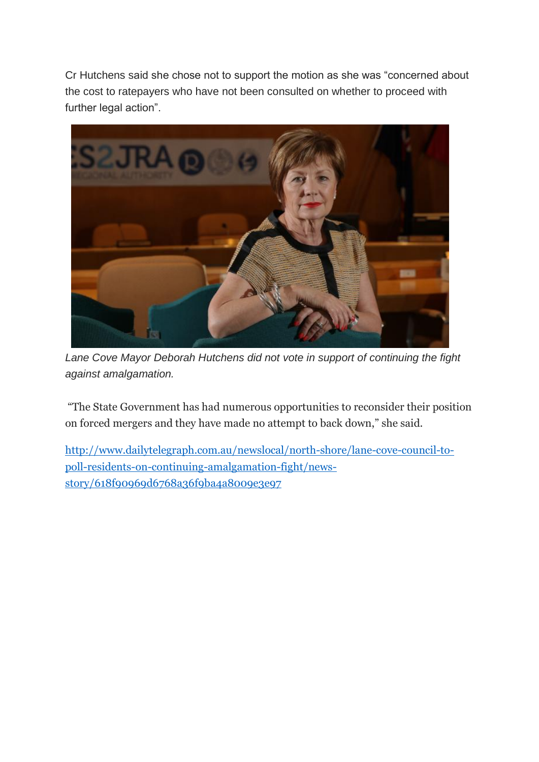Cr Hutchens said she chose not to support the motion as she was "concerned about the cost to ratepayers who have not been consulted on whether to proceed with further legal action".

*Lane Cove Mayor Deborah Hutchens did not vote in support of continuing the fight against amalgamation.*

"The State Government has had numerous opportunities to reconsider their position on forced mergers and they have made no attempt to back down," she said.

[http://www.dailytelegraph.com.au/newslocal/north-shore/lane-cove-council-to-poll-residents-on-continuing-amalgamation-fight/news-story/618f90969d6768a36f9ba4a8009e3e97](http://www.dailytelegraph.com.au/newslocal/north-shore/lane-cove-council-to-poll-residents-on-continuing-amalgamation-fight/news-story/618f90969d6768a36f9ba4a8009e3e97)